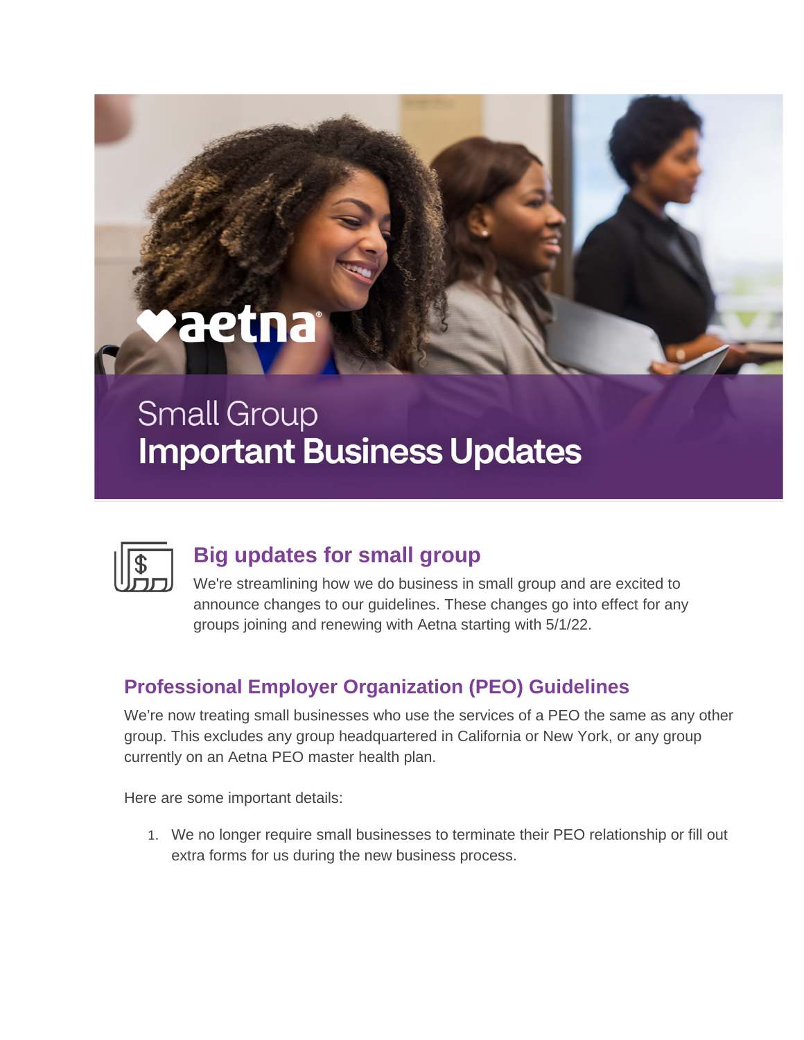# Small Group
# Important Business Updates

## Big updates for small group

We're streamlining how we do business in small group and are excited to announce changes to our guidelines. These changes go into effect for any groups joining and renewing with Aetna starting with 5/1/22.

## Professional Employer Organization (PEO) Guidelines

We're now treating small businesses who use the services of a PEO the same as any other group. This excludes any group headquartered in California or New York, or any group currently on an Aetna PEO master health plan.

Here are some important details:

1. We no longer require small businesses to terminate their PEO relationship or fill out extra forms for us during the new business process.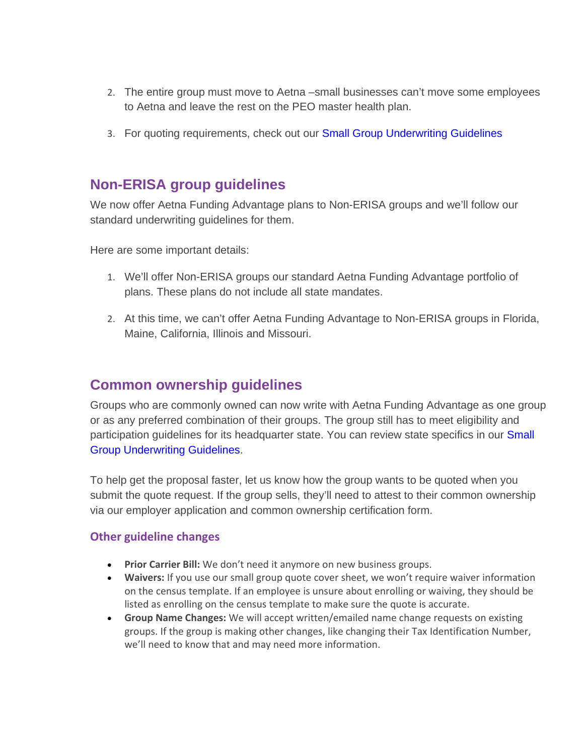2. The entire group must move to Aetna –small businesses can't move some employees to Aetna and leave the rest on the PEO master health plan.
3. For quoting requirements, check out our Small Group Underwriting Guidelines

## Non-ERISA group guidelines

We now offer Aetna Funding Advantage plans to Non-ERISA groups and we'll follow our standard underwriting guidelines for them.

Here are some important details:

1. We'll offer Non-ERISA groups our standard Aetna Funding Advantage portfolio of plans. These plans do not include all state mandates.
2. At this time, we can't offer Aetna Funding Advantage to Non-ERISA groups in Florida, Maine, California, Illinois and Missouri.

## Common ownership guidelines

Groups who are commonly owned can now write with Aetna Funding Advantage as one group or as any preferred combination of their groups. The group still has to meet eligibility and participation guidelines for its headquarter state. You can review state specifics in our Small Group Underwriting Guidelines.

To help get the proposal faster, let us know how the group wants to be quoted when you submit the quote request. If the group sells, they'll need to attest to their common ownership via our employer application and common ownership certification form.

### Other guideline changes

- **Prior Carrier Bill:** We don't need it anymore on new business groups.
- **Waivers:** If you use our small group quote cover sheet, we won't require waiver information on the census template. If an employee is unsure about enrolling or waiving, they should be listed as enrolling on the census template to make sure the quote is accurate.
- **Group Name Changes:** We will accept written/emailed name change requests on existing groups. If the group is making other changes, like changing their Tax Identification Number, we'll need to know that and may need more information.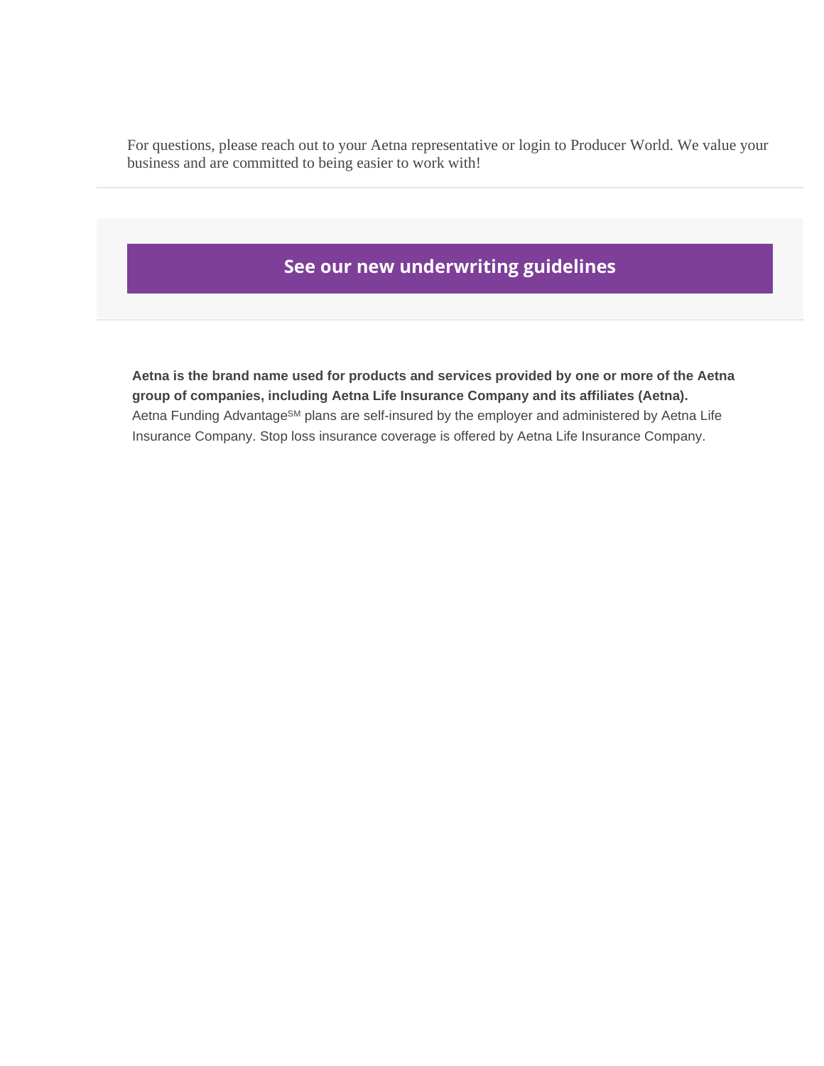For questions, please reach out to your Aetna representative or login to Producer World. We value your business and are committed to being easier to work with!

---

**See our new underwriting guidelines**

---

**Aetna is the brand name used for products and services provided by one or more of the Aetna group of companies, including Aetna Life Insurance Company and its affiliates (Aetna).**
Aetna Funding Advantage[SM] plans are self-insured by the employer and administered by Aetna Life Insurance Company. Stop loss insurance coverage is offered by Aetna Life Insurance Company.